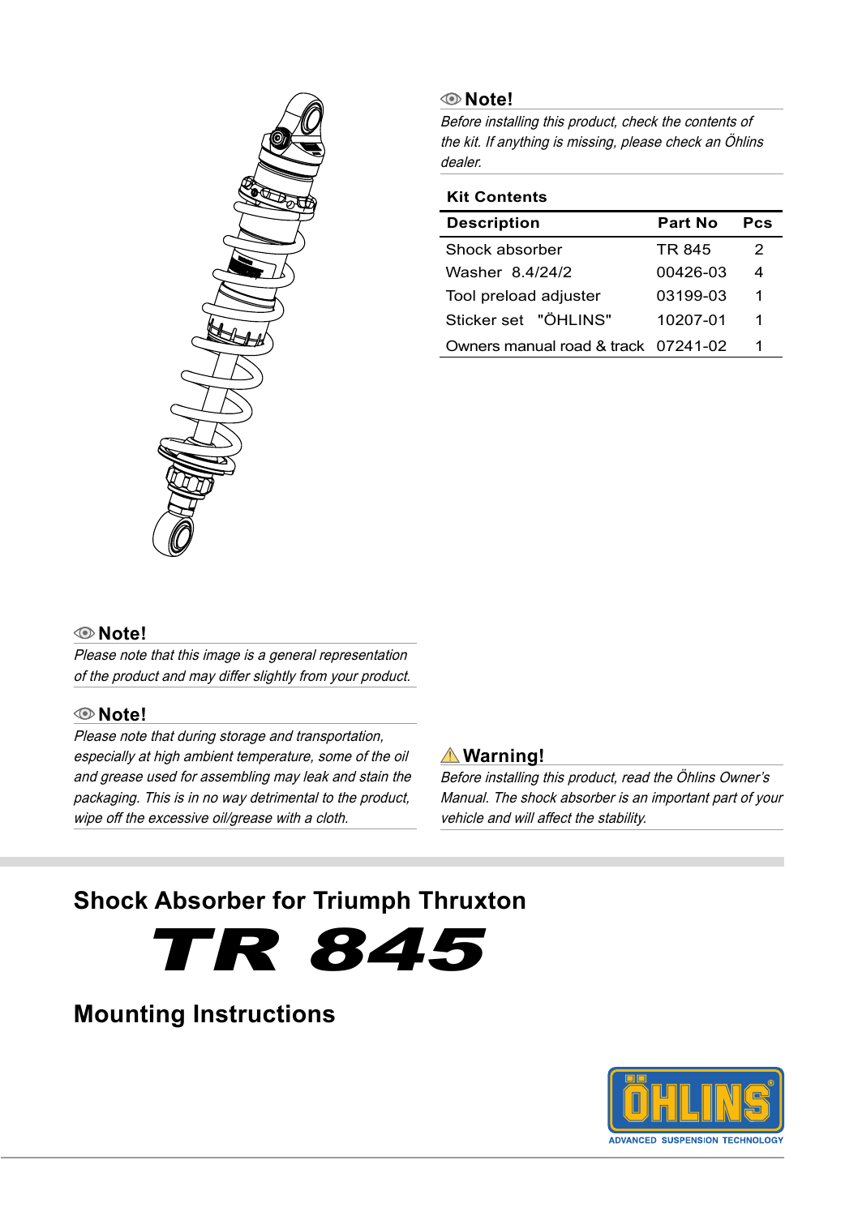**Note!**

*Before installing this product, check the contents of the kit. If anything is missing, please check an Öhlins dealer.*

**Kit Contents**

| Description | Part No | Pcs |
|---|---|---|
| Shock absorber | TR 845 | 2 |
| Washer 8.4/24/2 | 00426-03 | 4 |
| Tool preload adjuster | 03199-03 | 1 |
| Sticker set "ÖHLINS" | 10207-01 | 1 |
| Owners manual road & track | 07241-02 | 1 |

**Note!**

*Please note that this image is a general representation of the product and may differ slightly from your product.*

**Note!**

*Please note that during storage and transportation, especially at high ambient temperature, some of the oil and grease used for assembling may leak and stain the packaging. This is in no way detrimental to the product, wipe off the excessive oil/grease with a cloth.*

**Warning!**

*Before installing this product, read the Öhlins Owner's Manual. The shock absorber is an important part of your vehicle and will affect the stability.*

## Shock Absorber for Triumph Thruxton

# TR 845

## Mounting Instructions

ÖHLINS

ADVANCED SUSPENSION TECHNOLOGY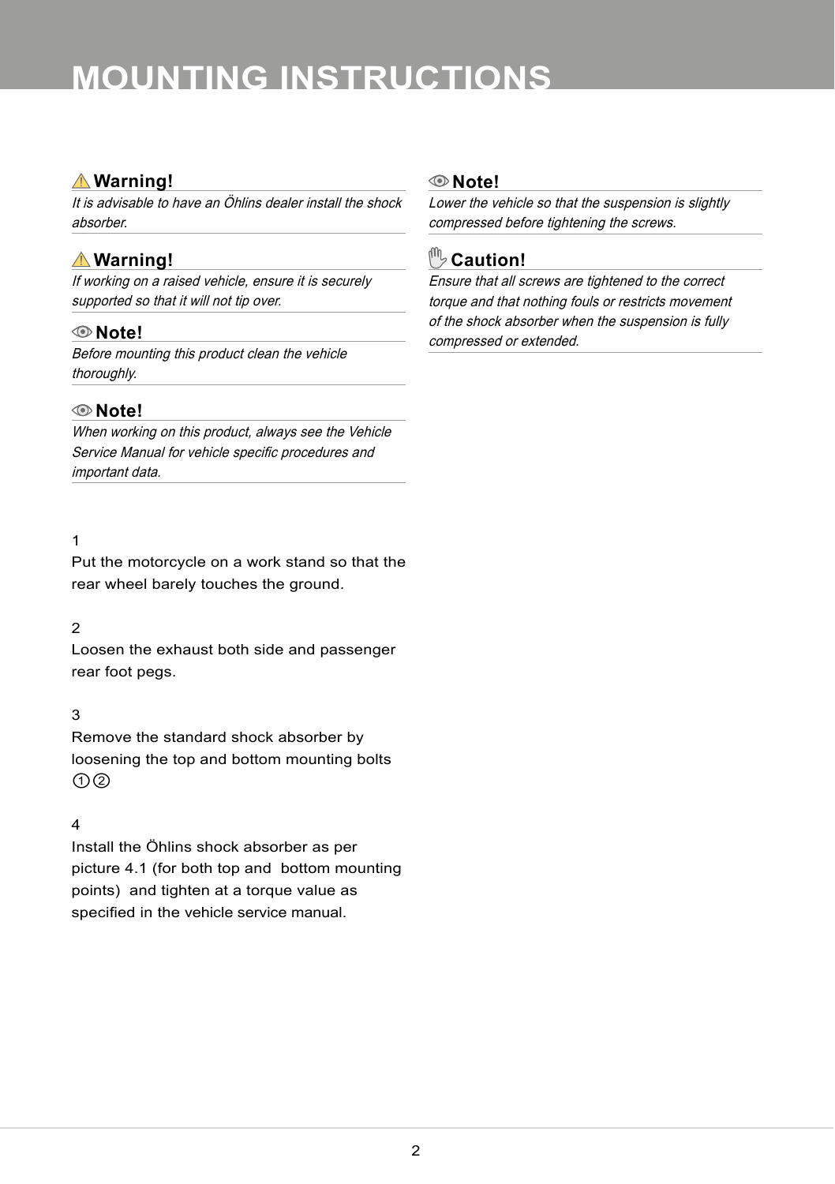# MOUNTING INSTRUCTIONS

**⚠ Warning!**

*It is advisable to have an Öhlins dealer install the shock absorber.*

**⚠ Warning!**

*If working on a raised vehicle, ensure it is securely supported so that it will not tip over.*

**Note!**

*Before mounting this product clean the vehicle thoroughly.*

**Note!**

*When working on this product, always see the Vehicle Service Manual for vehicle specific procedures and important data.*

1

Put the motorcycle on a work stand so that the rear wheel barely touches the ground.

2

Loosen the exhaust both side and passenger rear foot pegs.

3

Remove the standard shock absorber by loosening the top and bottom mounting bolts ① ②

4

Install the Öhlins shock absorber as per picture 4.1 (for both top and bottom mounting points) and tighten at a torque value as specified in the vehicle service manual.

**Note!**

*Lower the vehicle so that the suspension is slightly compressed before tightening the screws.*

**Caution!**

*Ensure that all screws are tightened to the correct torque and that nothing fouls or restricts movement of the shock absorber when the suspension is fully compressed or extended.*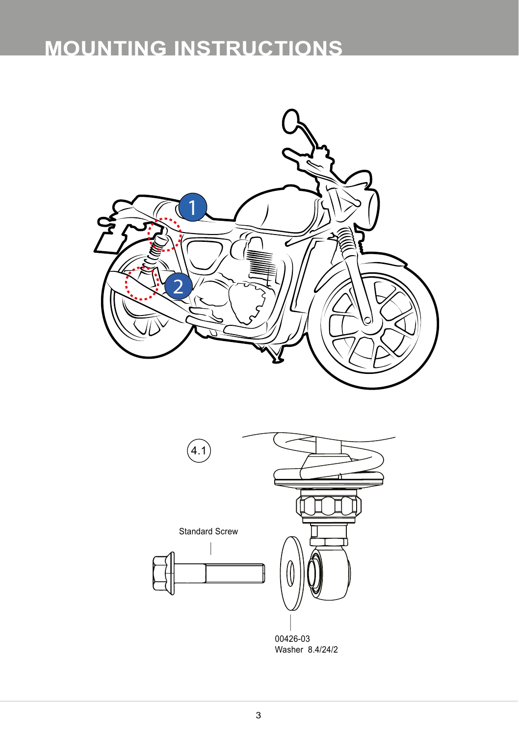# MOUNTING INSTRUCTIONS

1

2

4.1

Standard Screw

00426-03
Washer 8.4/24/2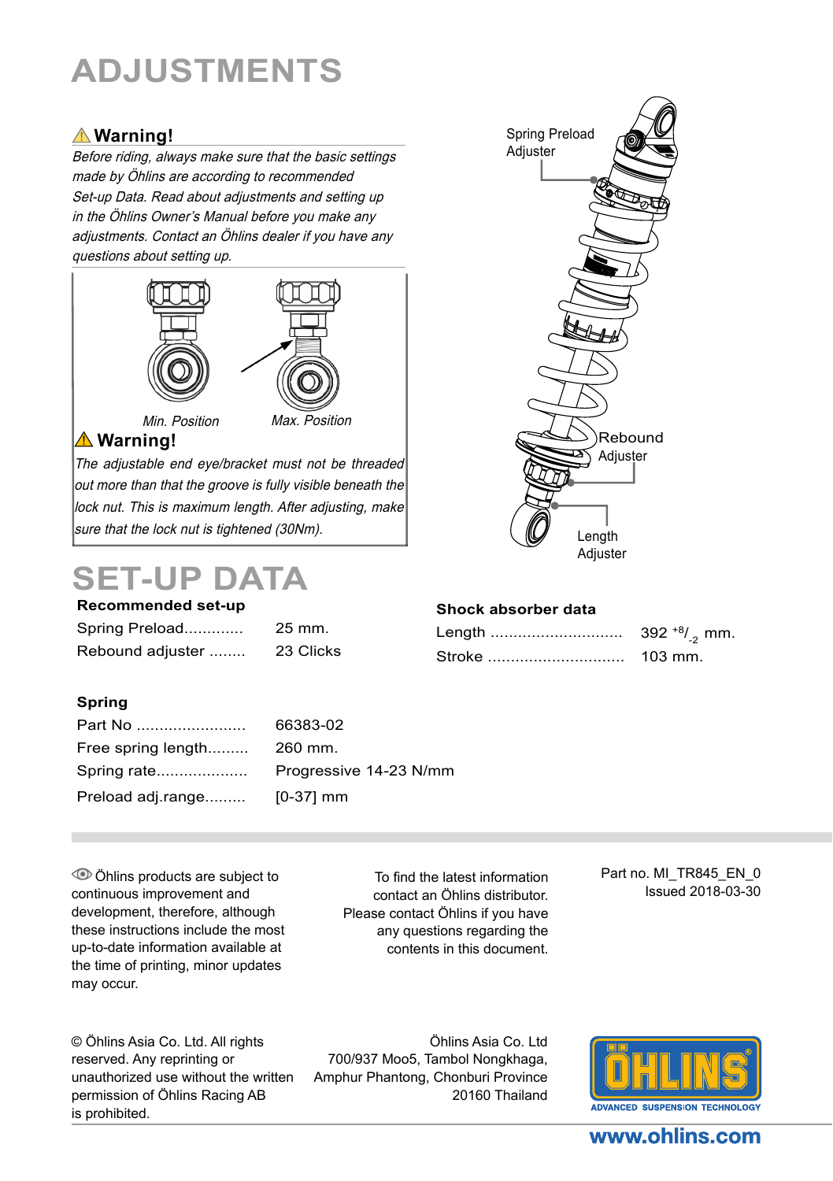# ADJUSTMENTS

## ⚠ Warning!

*Before riding, always make sure that the basic settings made by Öhlins are according to recommended Set-up Data. Read about adjustments and setting up in the Öhlins Owner's Manual before you make any adjustments. Contact an Öhlins dealer if you have any questions about setting up.*

*Min. Position* *Max. Position*

## ⚠ Warning!

*The adjustable end eye/bracket must not be threaded out more than that the groove is fully visible beneath the lock nut. This is maximum length. After adjusting, make sure that the lock nut is tightened (30Nm).*

Spring Preload Adjuster

Rebound Adjuster

Length Adjuster

# SET-UP DATA

**Recommended set-up**

| | |
|---|---|
| Spring Preload............. | 25 mm. |
| Rebound adjuster ........ | 23 Clicks |

**Shock absorber data**

| | |
|---|---|
| Length ............................. | 392 $^{+8}/_{-2}$ mm. |
| Stroke .............................. | 103 mm. |

**Spring**

| | |
|---|---|
| Part No ........................ | 66383-02 |
| Free spring length......... | 260 mm. |
| Spring rate.................... | Progressive 14-23 N/mm |
| Preload adj.range......... | [0-37] mm |

Öhlins products are subject to continuous improvement and development, therefore, although these instructions include the most up-to-date information available at the time of printing, minor updates may occur.

To find the latest information contact an Öhlins distributor. Please contact Öhlins if you have any questions regarding the contents in this document.

Part no. MI_TR845_EN_0
Issued 2018-03-30

© Öhlins Asia Co. Ltd. All rights reserved. Any reprinting or unauthorized use without the written permission of Öhlins Racing AB is prohibited.

Öhlins Asia Co. Ltd
700/937 Moo5, Tambol Nongkhaga,
Amphur Phantong, Chonburi Province
20160 Thailand

ÖHLINS
ADVANCED SUSPENSION TECHNOLOGY

www.ohlins.com